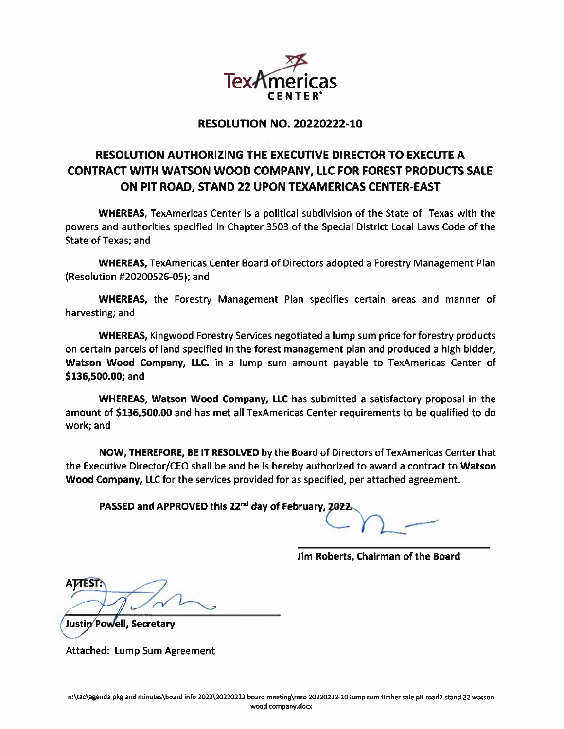TexAmericas CENTER

## RESOLUTION NO. 20220222-10

## RESOLUTION AUTHORIZING THE EXECUTIVE DIRECTOR TO EXECUTE A CONTRACT WITH WATSON WOOD COMPANY, LLC FOR FOREST PRODUCTS SALE ON PIT ROAD, STAND 22 UPON TEXAMERICAS CENTER-EAST

**WHEREAS,** TexAmericas Center is a political subdivision of the State of Texas with the powers and authorities specified in Chapter 3503 of the Special District Local Laws Code of the State of Texas; and

**WHEREAS,** TexAmericas Center Board of Directors adopted a Forestry Management Plan (Resolution #20200526-05); and

**WHEREAS,** the Forestry Management Plan specifies certain areas and manner of harvesting; and

**WHEREAS,** Kingwood Forestry Services negotiated a lump sum price for forestry products on certain parcels of land specified in the forest management plan and produced a high bidder, **Watson Wood Company, LLC.** in a lump sum amount payable to TexAmericas Center of **$136,500.00**; and

**WHEREAS,** **Watson Wood Company, LLC** has submitted a satisfactory proposal in the amount of **$136,500.00** and has met all TexAmericas Center requirements to be qualified to do work; and

**NOW, THEREFORE, BE IT RESOLVED** by the Board of Directors of TexAmericas Center that the Executive Director/CEO shall be and he is hereby authorized to award a contract to **Watson Wood Company, LLC** for the services provided for as specified, per attached agreement.

**PASSED and APPROVED this 22nd day of February, 2022.**

______________________________
**Jim Roberts, Chairman of the Board**

**ATTEST:**

______________________________
**Justin Powell, Secretary**

Attached: Lump Sum Agreement

n:\tac\agenda pkg and minutes\board info 2022\20220222 board meeting\reso 20220222-10 lump sum timber sale pit road2 stand 22 watson wood company.docx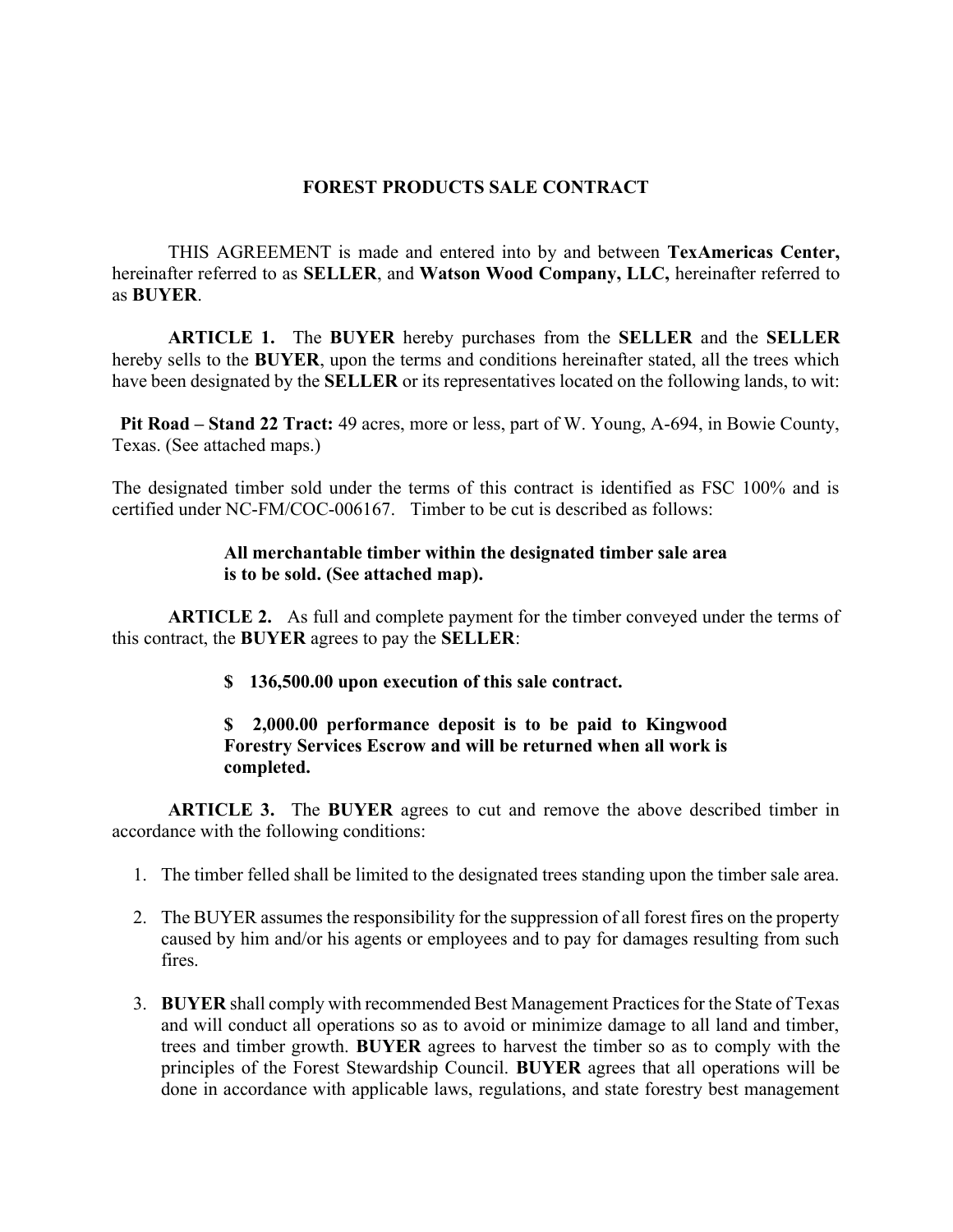# FOREST PRODUCTS SALE CONTRACT

THIS AGREEMENT is made and entered into by and between **TexAmericas Center,** hereinafter referred to as **SELLER**, and **Watson Wood Company, LLC,** hereinafter referred to as **BUYER**.

**ARTICLE 1.** The **BUYER** hereby purchases from the **SELLER** and the **SELLER** hereby sells to the **BUYER**, upon the terms and conditions hereinafter stated, all the trees which have been designated by the **SELLER** or its representatives located on the following lands, to wit:

**Pit Road – Stand 22 Tract:** 49 acres, more or less, part of W. Young, A-694, in Bowie County, Texas. (See attached maps.)

The designated timber sold under the terms of this contract is identified as FSC 100% and is certified under NC-FM/COC-006167. Timber to be cut is described as follows:

> **All merchantable timber within the designated timber sale area is to be sold. (See attached map).**

**ARTICLE 2.** As full and complete payment for the timber conveyed under the terms of this contract, the **BUYER** agrees to pay the **SELLER**:

> **$ 136,500.00 upon execution of this sale contract.**
>
> **$ 2,000.00 performance deposit is to be paid to Kingwood Forestry Services Escrow and will be returned when all work is completed.**

**ARTICLE 3.** The **BUYER** agrees to cut and remove the above described timber in accordance with the following conditions:

1. The timber felled shall be limited to the designated trees standing upon the timber sale area.
2. The BUYER assumes the responsibility for the suppression of all forest fires on the property caused by him and/or his agents or employees and to pay for damages resulting from such fires.
3. **BUYER** shall comply with recommended Best Management Practices for the State of Texas and will conduct all operations so as to avoid or minimize damage to all land and timber, trees and timber growth. **BUYER** agrees to harvest the timber so as to comply with the principles of the Forest Stewardship Council. **BUYER** agrees that all operations will be done in accordance with applicable laws, regulations, and state forestry best management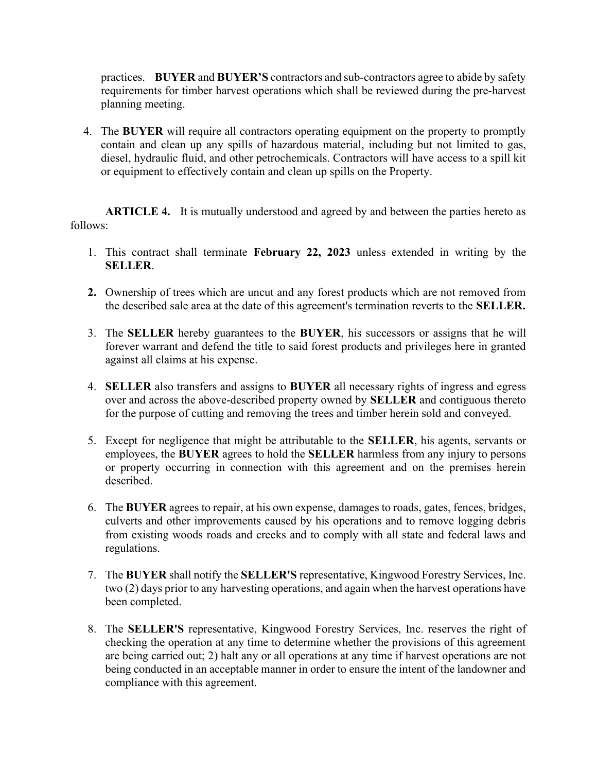practices. **BUYER** and **BUYER'S** contractors and sub-contractors agree to abide by safety requirements for timber harvest operations which shall be reviewed during the pre-harvest planning meeting.

4. The **BUYER** will require all contractors operating equipment on the property to promptly contain and clean up any spills of hazardous material, including but not limited to gas, diesel, hydraulic fluid, and other petrochemicals. Contractors will have access to a spill kit or equipment to effectively contain and clean up spills on the Property.

**ARTICLE 4.** It is mutually understood and agreed by and between the parties hereto as follows:

1. This contract shall terminate **February 22, 2023** unless extended in writing by the **SELLER**.
2. Ownership of trees which are uncut and any forest products which are not removed from the described sale area at the date of this agreement's termination reverts to the **SELLER.**
3. The **SELLER** hereby guarantees to the **BUYER**, his successors or assigns that he will forever warrant and defend the title to said forest products and privileges here in granted against all claims at his expense.
4. **SELLER** also transfers and assigns to **BUYER** all necessary rights of ingress and egress over and across the above-described property owned by **SELLER** and contiguous thereto for the purpose of cutting and removing the trees and timber herein sold and conveyed.
5. Except for negligence that might be attributable to the **SELLER**, his agents, servants or employees, the **BUYER** agrees to hold the **SELLER** harmless from any injury to persons or property occurring in connection with this agreement and on the premises herein described.
6. The **BUYER** agrees to repair, at his own expense, damages to roads, gates, fences, bridges, culverts and other improvements caused by his operations and to remove logging debris from existing woods roads and creeks and to comply with all state and federal laws and regulations.
7. The **BUYER** shall notify the **SELLER'S** representative, Kingwood Forestry Services, Inc. two (2) days prior to any harvesting operations, and again when the harvest operations have been completed.
8. The **SELLER'S** representative, Kingwood Forestry Services, Inc. reserves the right of checking the operation at any time to determine whether the provisions of this agreement are being carried out; 2) halt any or all operations at any time if harvest operations are not being conducted in an acceptable manner in order to ensure the intent of the landowner and compliance with this agreement.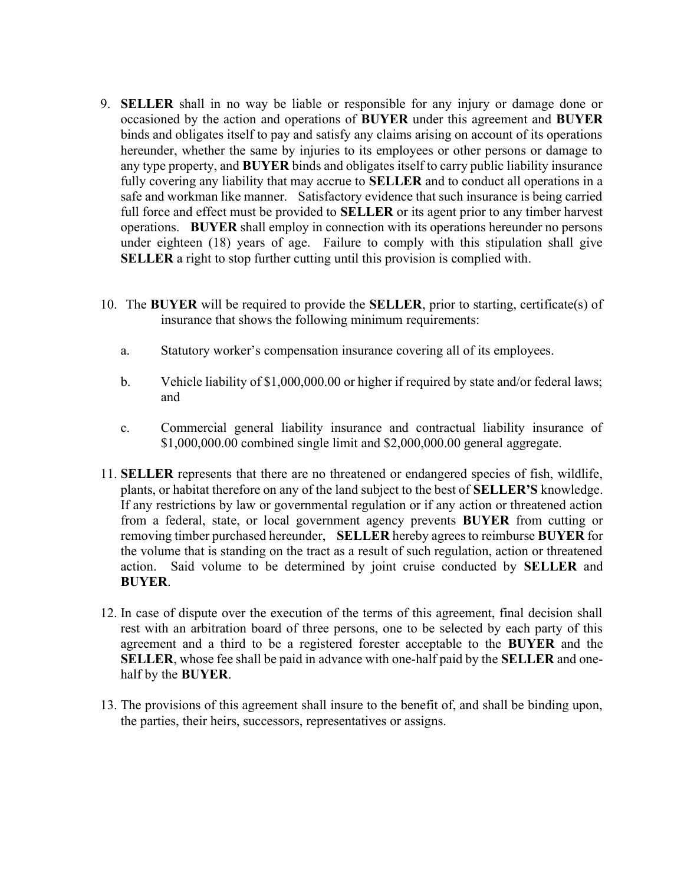9. **SELLER** shall in no way be liable or responsible for any injury or damage done or occasioned by the action and operations of **BUYER** under this agreement and **BUYER** binds and obligates itself to pay and satisfy any claims arising on account of its operations hereunder, whether the same by injuries to its employees or other persons or damage to any type property, and **BUYER** binds and obligates itself to carry public liability insurance fully covering any liability that may accrue to **SELLER** and to conduct all operations in a safe and workman like manner. Satisfactory evidence that such insurance is being carried full force and effect must be provided to **SELLER** or its agent prior to any timber harvest operations. **BUYER** shall employ in connection with its operations hereunder no persons under eighteen (18) years of age. Failure to comply with this stipulation shall give **SELLER** a right to stop further cutting until this provision is complied with.

10. The **BUYER** will be required to provide the **SELLER**, prior to starting, certificate(s) of insurance that shows the following minimum requirements:

    a. Statutory worker's compensation insurance covering all of its employees.

    b. Vehicle liability of $1,000,000.00 or higher if required by state and/or federal laws; and

    c. Commercial general liability insurance and contractual liability insurance of $1,000,000.00 combined single limit and $2,000,000.00 general aggregate.

11. **SELLER** represents that there are no threatened or endangered species of fish, wildlife, plants, or habitat therefore on any of the land subject to the best of **SELLER'S** knowledge. If any restrictions by law or governmental regulation or if any action or threatened action from a federal, state, or local government agency prevents **BUYER** from cutting or removing timber purchased hereunder, **SELLER** hereby agrees to reimburse **BUYER** for the volume that is standing on the tract as a result of such regulation, action or threatened action. Said volume to be determined by joint cruise conducted by **SELLER** and **BUYER**.

12. In case of dispute over the execution of the terms of this agreement, final decision shall rest with an arbitration board of three persons, one to be selected by each party of this agreement and a third to be a registered forester acceptable to the **BUYER** and the **SELLER**, whose fee shall be paid in advance with one-half paid by the **SELLER** and one-half by the **BUYER**.

13. The provisions of this agreement shall insure to the benefit of, and shall be binding upon, the parties, their heirs, successors, representatives or assigns.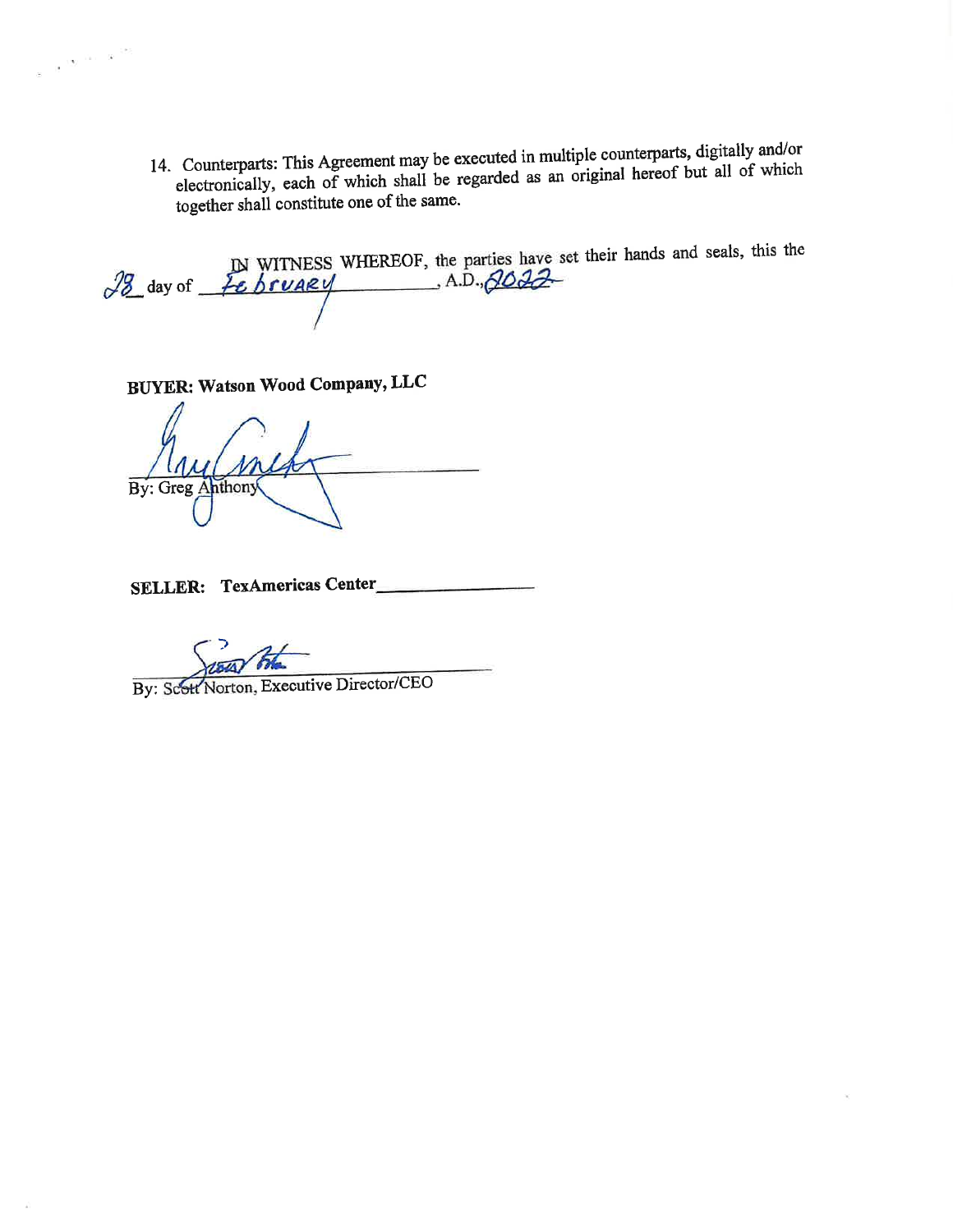14. Counterparts: This Agreement may be executed in multiple counterparts, digitally and/or electronically, each of which shall be regarded as an original hereof but all of which together shall constitute one of the same.

IN WITNESS WHEREOF, the parties have set their hands and seals, this the 28 day of February, A.D., 2022

**BUYER: Watson Wood Company, LLC**

By: Greg Anthony

**SELLER: TexAmericas Center**

By: Scott Norton, Executive Director/CEO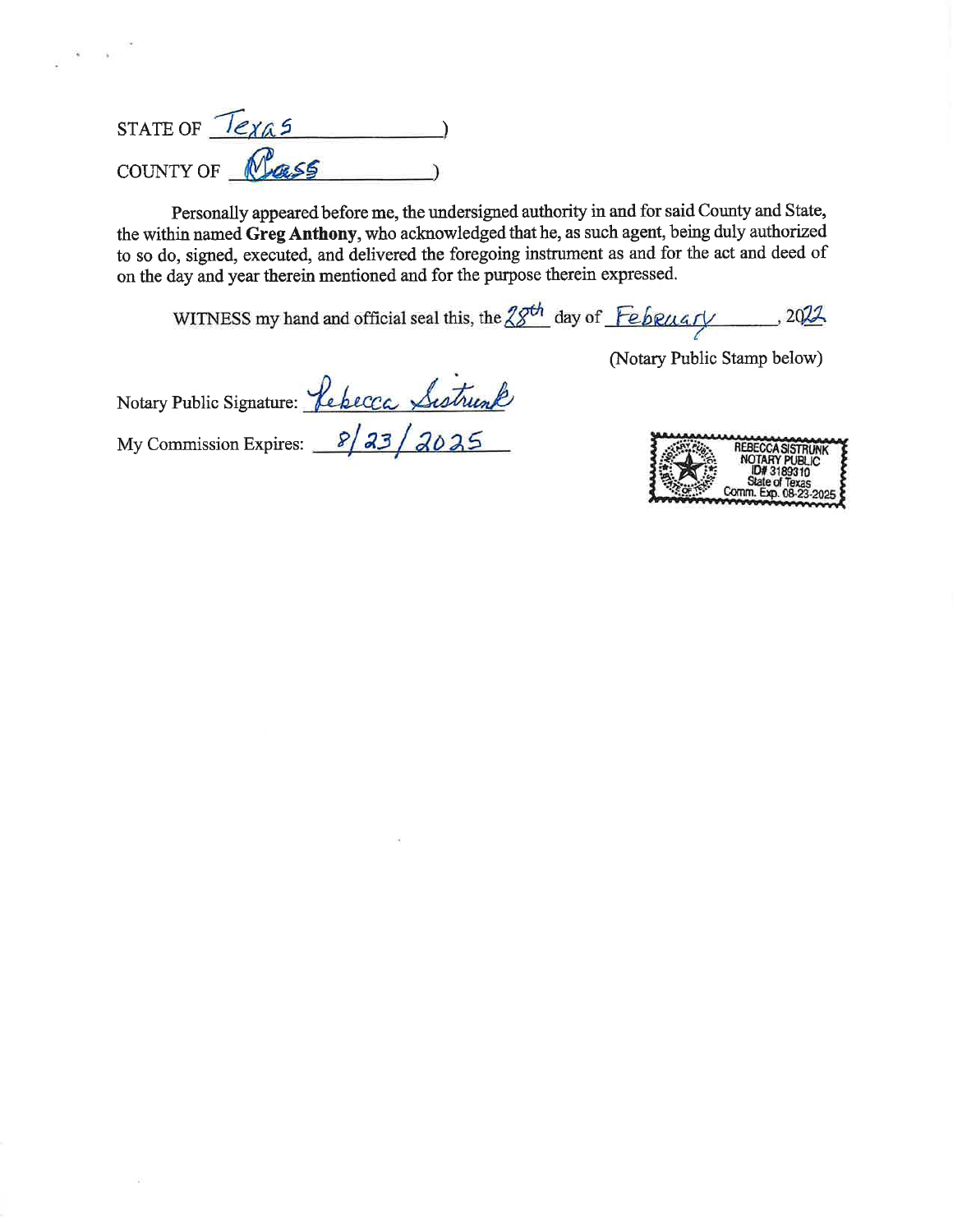STATE OF Texas )

COUNTY OF Cass )

Personally appeared before me, the undersigned authority in and for said County and State, the within named **Greg Anthony**, who acknowledged that he, as such agent, being duly authorized to so do, signed, executed, and delivered the foregoing instrument as and for the act and deed of on the day and year therein mentioned and for the purpose therein expressed.

WITNESS my hand and official seal this, the 28th day of February, 2022.

(Notary Public Stamp below)

Notary Public Signature: Rebecca Sistrunk

My Commission Expires: 8/23/2025

REBECCA SISTRUNK
NOTARY PUBLIC
ID# 3189310
State of Texas
Comm. Exp. 08-23-2025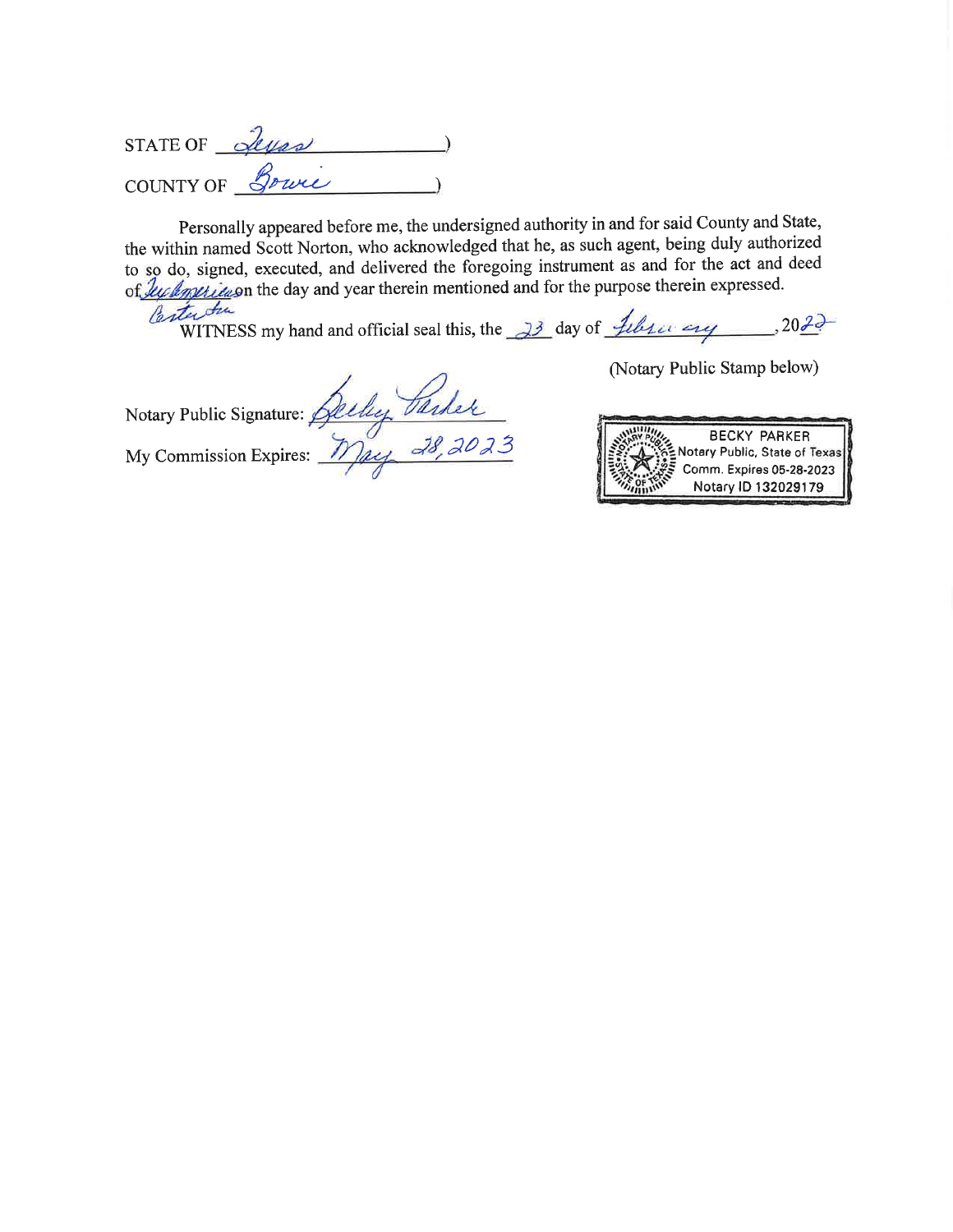STATE OF Texas )

COUNTY OF Bowie )

Personally appeared before me, the undersigned authority in and for said County and State, the within named Scott Norton, who acknowledged that he, as such agent, being duly authorized to so do, signed, executed, and delivered the foregoing instrument as and for the act and deed of Texamericas Center Inc on the day and year therein mentioned and for the purpose therein expressed.

WITNESS my hand and official seal this, the 23 day of February, 2022

(Notary Public Stamp below)

Notary Public Signature: Becky Parker

My Commission Expires: May 28, 2023

BECKY PARKER
Notary Public, State of Texas
Comm. Expires 05-28-2023
Notary ID 132029179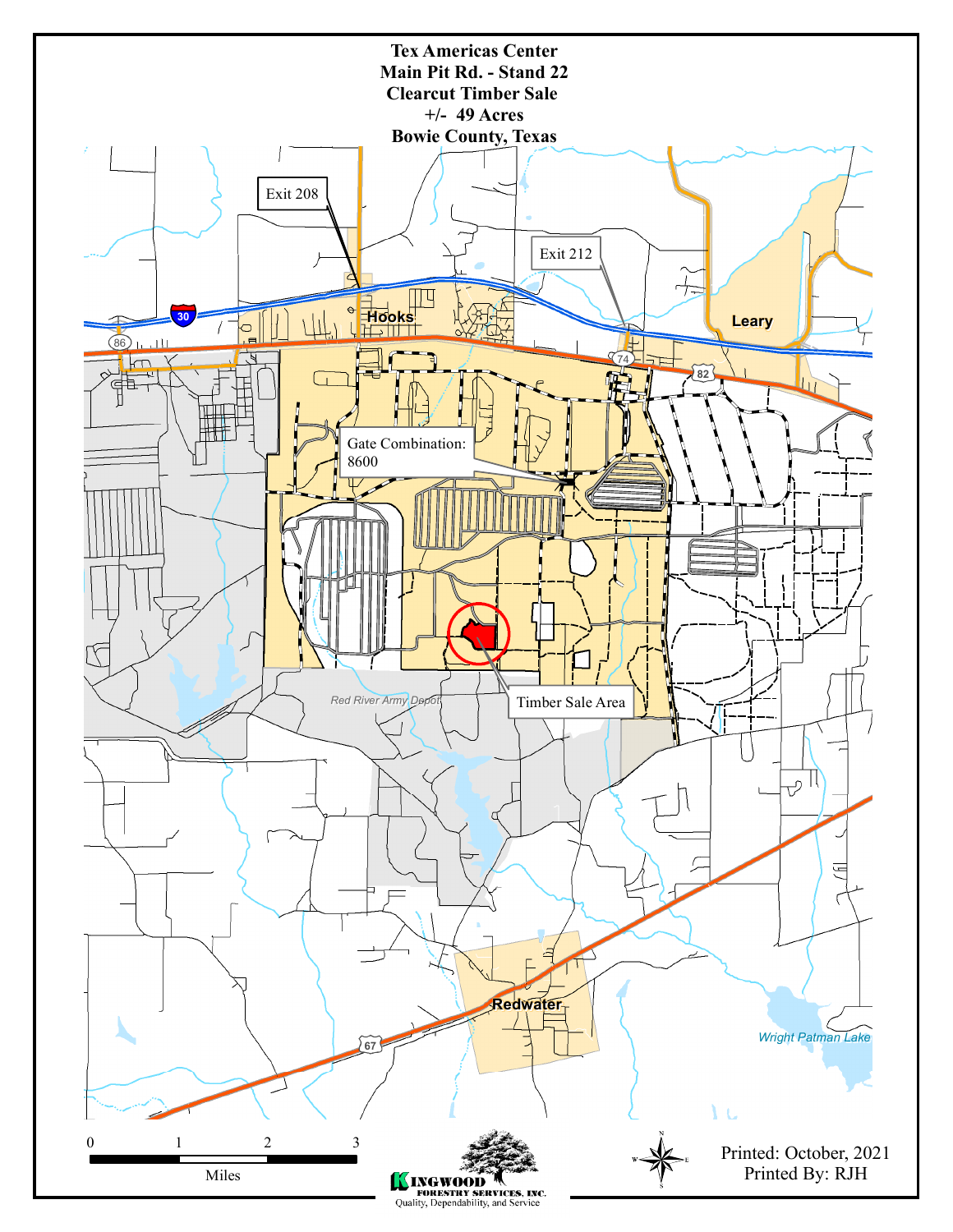# Tex Americas Center
## Main Pit Rd. - Stand 22
## Clearcut Timber Sale
## +/- 49 Acres
## Bowie County, Texas

Exit 208

Exit 212

30

86

Hooks

Leary

74

82

Gate Combination: 8600

Red River Army Depot

Timber Sale Area

Redwater

67

Wright Patman Lake

0 1 2 3

Miles

KINGWOOD FORESTRY SERVICES, INC.
Quality, Dependability, and Service

N
W E
S

Printed: October, 2021
Printed By: RJH